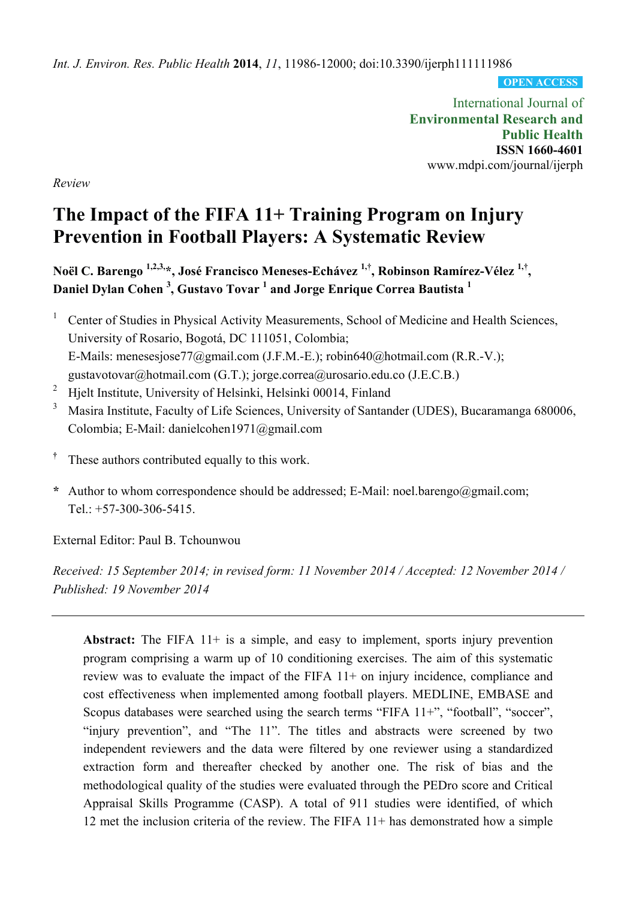*Int. J. Environ. Res. Public Health* **2014**, *11*, 11986-12000; doi:10.3390/ijerph111111986

**OPEN ACCESS**

International Journal of
**Environmental Research and Public Health**
**ISSN 1660-4601**
www.mdpi.com/journal/ijerph

*Review*

# The Impact of the FIFA 11+ Training Program on Injury Prevention in Football Players: A Systematic Review

**Noël C. Barengo [1,2,3,*], José Francisco Meneses-Echávez [1,†], Robinson Ramírez-Vélez [1,†], Daniel Dylan Cohen [3], Gustavo Tovar [1] and Jorge Enrique Correa Bautista [1]**

1. Center of Studies in Physical Activity Measurements, School of Medicine and Health Sciences, University of Rosario, Bogotá, DC 111051, Colombia; E-Mails: menesesjose77@gmail.com (J.F.M.-E.); robin640@hotmail.com (R.R.-V.); gustavotovar@hotmail.com (G.T.); jorge.correa@urosario.edu.co (J.E.C.B.)
2. Hjelt Institute, University of Helsinki, Helsinki 00014, Finland
3. Masira Institute, Faculty of Life Sciences, University of Santander (UDES), Bucaramanga 680006, Colombia; E-Mail: danielcohen1971@gmail.com

† These authors contributed equally to this work.

* Author to whom correspondence should be addressed; E-Mail: noel.barengo@gmail.com; Tel.: +57-300-306-5415.

External Editor: Paul B. Tchounwou

*Received: 15 September 2014; in revised form: 11 November 2014 / Accepted: 12 November 2014 / Published: 19 November 2014*

---

**Abstract:** The FIFA 11+ is a simple, and easy to implement, sports injury prevention program comprising a warm up of 10 conditioning exercises. The aim of this systematic review was to evaluate the impact of the FIFA 11+ on injury incidence, compliance and cost effectiveness when implemented among football players. MEDLINE, EMBASE and Scopus databases were searched using the search terms "FIFA 11+", "football", "soccer", "injury prevention", and "The 11". The titles and abstracts were screened by two independent reviewers and the data were filtered by one reviewer using a standardized extraction form and thereafter checked by another one. The risk of bias and the methodological quality of the studies were evaluated through the PEDro score and Critical Appraisal Skills Programme (CASP). A total of 911 studies were identified, of which 12 met the inclusion criteria of the review. The FIFA 11+ has demonstrated how a simple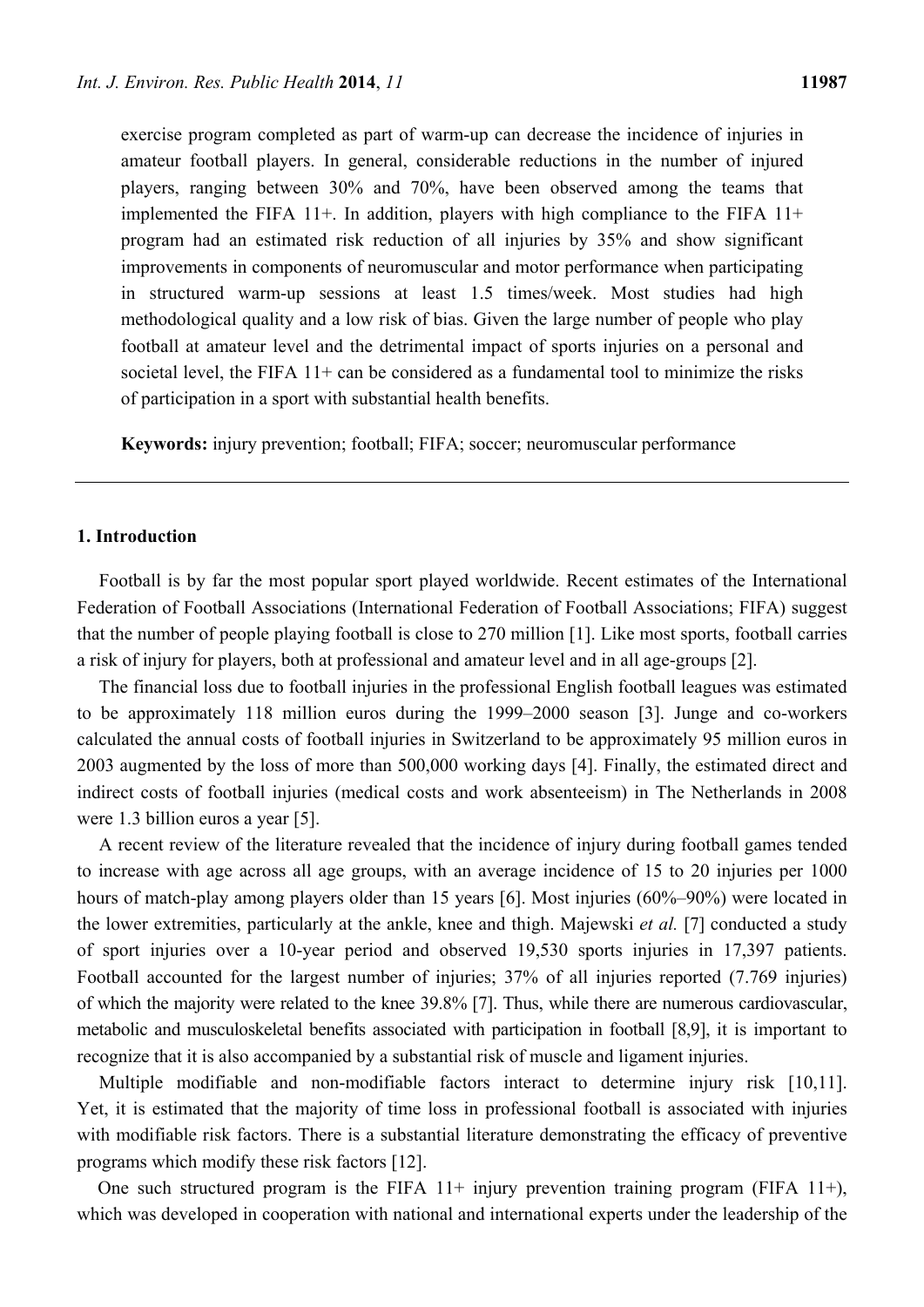exercise program completed as part of warm-up can decrease the incidence of injuries in amateur football players. In general, considerable reductions in the number of injured players, ranging between 30% and 70%, have been observed among the teams that implemented the FIFA 11+. In addition, players with high compliance to the FIFA 11+ program had an estimated risk reduction of all injuries by 35% and show significant improvements in components of neuromuscular and motor performance when participating in structured warm-up sessions at least 1.5 times/week. Most studies had high methodological quality and a low risk of bias. Given the large number of people who play football at amateur level and the detrimental impact of sports injuries on a personal and societal level, the FIFA 11+ can be considered as a fundamental tool to minimize the risks of participation in a sport with substantial health benefits.

**Keywords:** injury prevention; football; FIFA; soccer; neuromuscular performance

## 1. Introduction

Football is by far the most popular sport played worldwide. Recent estimates of the International Federation of Football Associations (International Federation of Football Associations; FIFA) suggest that the number of people playing football is close to 270 million [1]. Like most sports, football carries a risk of injury for players, both at professional and amateur level and in all age-groups [2].

The financial loss due to football injuries in the professional English football leagues was estimated to be approximately 118 million euros during the 1999–2000 season [3]. Junge and co-workers calculated the annual costs of football injuries in Switzerland to be approximately 95 million euros in 2003 augmented by the loss of more than 500,000 working days [4]. Finally, the estimated direct and indirect costs of football injuries (medical costs and work absenteeism) in The Netherlands in 2008 were 1.3 billion euros a year [5].

A recent review of the literature revealed that the incidence of injury during football games tended to increase with age across all age groups, with an average incidence of 15 to 20 injuries per 1000 hours of match-play among players older than 15 years [6]. Most injuries (60%–90%) were located in the lower extremities, particularly at the ankle, knee and thigh. Majewski *et al.* [7] conducted a study of sport injuries over a 10-year period and observed 19,530 sports injuries in 17,397 patients. Football accounted for the largest number of injuries; 37% of all injuries reported (7.769 injuries) of which the majority were related to the knee 39.8% [7]. Thus, while there are numerous cardiovascular, metabolic and musculoskeletal benefits associated with participation in football [8,9], it is important to recognize that it is also accompanied by a substantial risk of muscle and ligament injuries.

Multiple modifiable and non-modifiable factors interact to determine injury risk [10,11]. Yet, it is estimated that the majority of time loss in professional football is associated with injuries with modifiable risk factors. There is a substantial literature demonstrating the efficacy of preventive programs which modify these risk factors [12].

One such structured program is the FIFA 11+ injury prevention training program (FIFA 11+), which was developed in cooperation with national and international experts under the leadership of the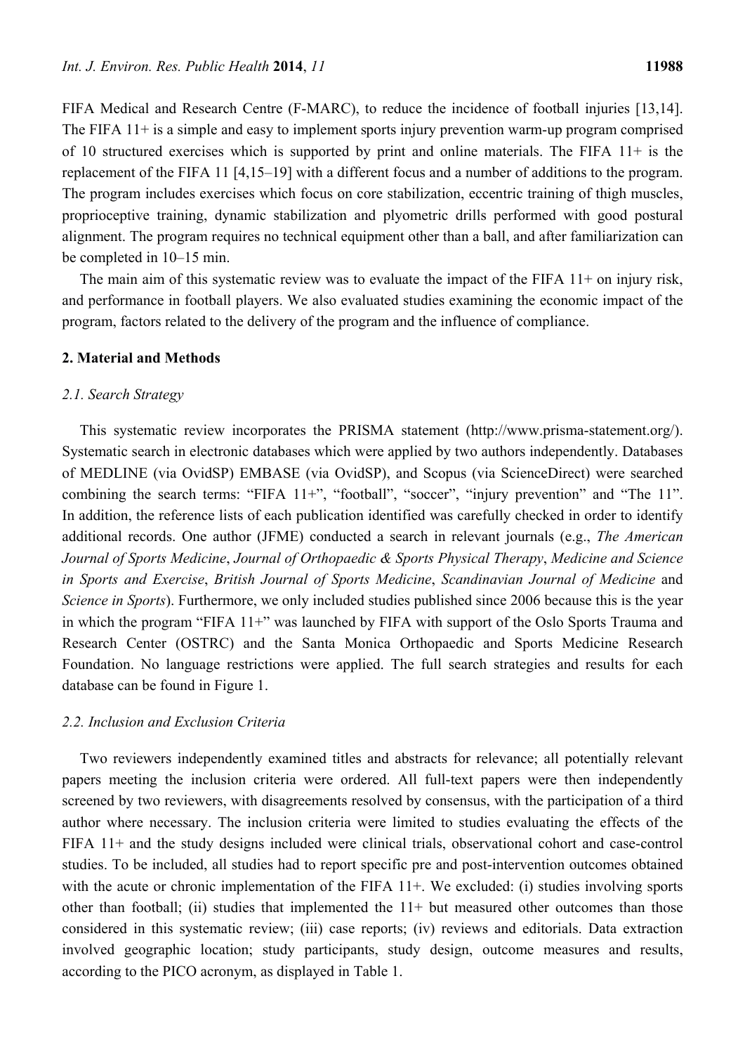FIFA Medical and Research Centre (F-MARC), to reduce the incidence of football injuries [13,14]. The FIFA 11+ is a simple and easy to implement sports injury prevention warm-up program comprised of 10 structured exercises which is supported by print and online materials. The FIFA 11+ is the replacement of the FIFA 11 [4,15–19] with a different focus and a number of additions to the program. The program includes exercises which focus on core stabilization, eccentric training of thigh muscles, proprioceptive training, dynamic stabilization and plyometric drills performed with good postural alignment. The program requires no technical equipment other than a ball, and after familiarization can be completed in 10–15 min.

The main aim of this systematic review was to evaluate the impact of the FIFA 11+ on injury risk, and performance in football players. We also evaluated studies examining the economic impact of the program, factors related to the delivery of the program and the influence of compliance.

## 2. Material and Methods

### 2.1. Search Strategy

This systematic review incorporates the PRISMA statement (http://www.prisma-statement.org/). Systematic search in electronic databases which were applied by two authors independently. Databases of MEDLINE (via OvidSP) EMBASE (via OvidSP), and Scopus (via ScienceDirect) were searched combining the search terms: "FIFA 11+", "football", "soccer", "injury prevention" and "The 11". In addition, the reference lists of each publication identified was carefully checked in order to identify additional records. One author (JFME) conducted a search in relevant journals (e.g., *The American Journal of Sports Medicine*, *Journal of Orthopaedic & Sports Physical Therapy*, *Medicine and Science in Sports and Exercise*, *British Journal of Sports Medicine*, *Scandinavian Journal of Medicine* and *Science in Sports*). Furthermore, we only included studies published since 2006 because this is the year in which the program "FIFA 11+" was launched by FIFA with support of the Oslo Sports Trauma and Research Center (OSTRC) and the Santa Monica Orthopaedic and Sports Medicine Research Foundation. No language restrictions were applied. The full search strategies and results for each database can be found in Figure 1.

### 2.2. Inclusion and Exclusion Criteria

Two reviewers independently examined titles and abstracts for relevance; all potentially relevant papers meeting the inclusion criteria were ordered. All full-text papers were then independently screened by two reviewers, with disagreements resolved by consensus, with the participation of a third author where necessary. The inclusion criteria were limited to studies evaluating the effects of the FIFA 11+ and the study designs included were clinical trials, observational cohort and case-control studies. To be included, all studies had to report specific pre and post-intervention outcomes obtained with the acute or chronic implementation of the FIFA 11+. We excluded: (i) studies involving sports other than football; (ii) studies that implemented the 11+ but measured other outcomes than those considered in this systematic review; (iii) case reports; (iv) reviews and editorials. Data extraction involved geographic location; study participants, study design, outcome measures and results, according to the PICO acronym, as displayed in Table 1.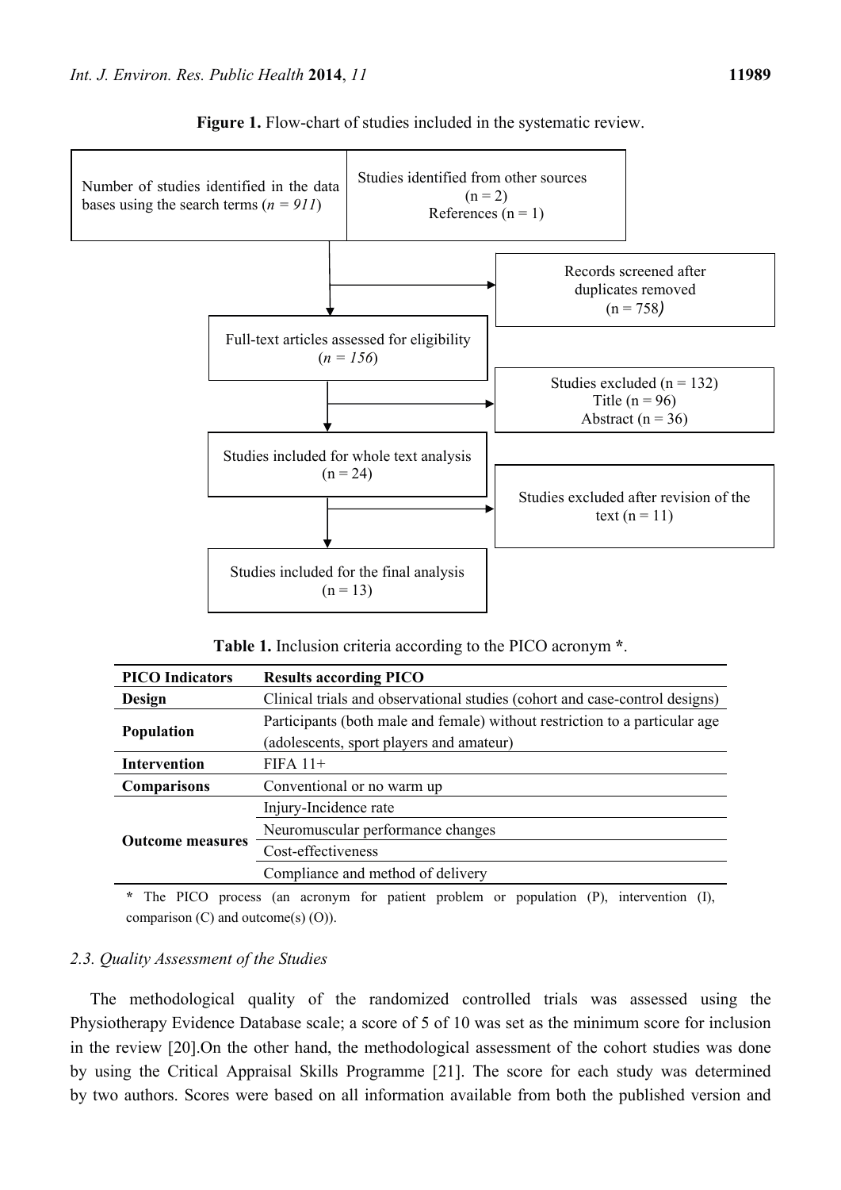**Figure 1.** Flow-chart of studies included in the systematic review.

Number of studies identified in the data bases using the search terms (*n = 911*)

Studies identified from other sources (n = 2)
References (n = 1)

Records screened after duplicates removed (n = 758)

Full-text articles assessed for eligibility (*n = 156*)

Studies excluded (n = 132)
Title (n = 96)
Abstract (n = 36)

Studies included for whole text analysis (n = 24)

Studies excluded after revision of the text (n = 11)

Studies included for the final analysis (n = 13)

**Table 1.** Inclusion criteria according to the PICO acronym *.

| PICO Indicators | Results according PICO |
|---|---|
| **Design** | Clinical trials and observational studies (cohort and case-control designs) |
| **Population** | Participants (both male and female) without restriction to a particular age (adolescents, sport players and amateur) |
| **Intervention** | FIFA 11+ |
| **Comparisons** | Conventional or no warm up |
| **Outcome measures** | Injury-Incidence rate |
| | Neuromuscular performance changes |
| | Cost-effectiveness |
| | Compliance and method of delivery |

* The PICO process (an acronym for patient problem or population (P), intervention (I), comparison (C) and outcome(s) (O)).

### *2.3. Quality Assessment of the Studies*

The methodological quality of the randomized controlled trials was assessed using the Physiotherapy Evidence Database scale; a score of 5 of 10 was set as the minimum score for inclusion in the review [20].On the other hand, the methodological assessment of the cohort studies was done by using the Critical Appraisal Skills Programme [21]. The score for each study was determined by two authors. Scores were based on all information available from both the published version and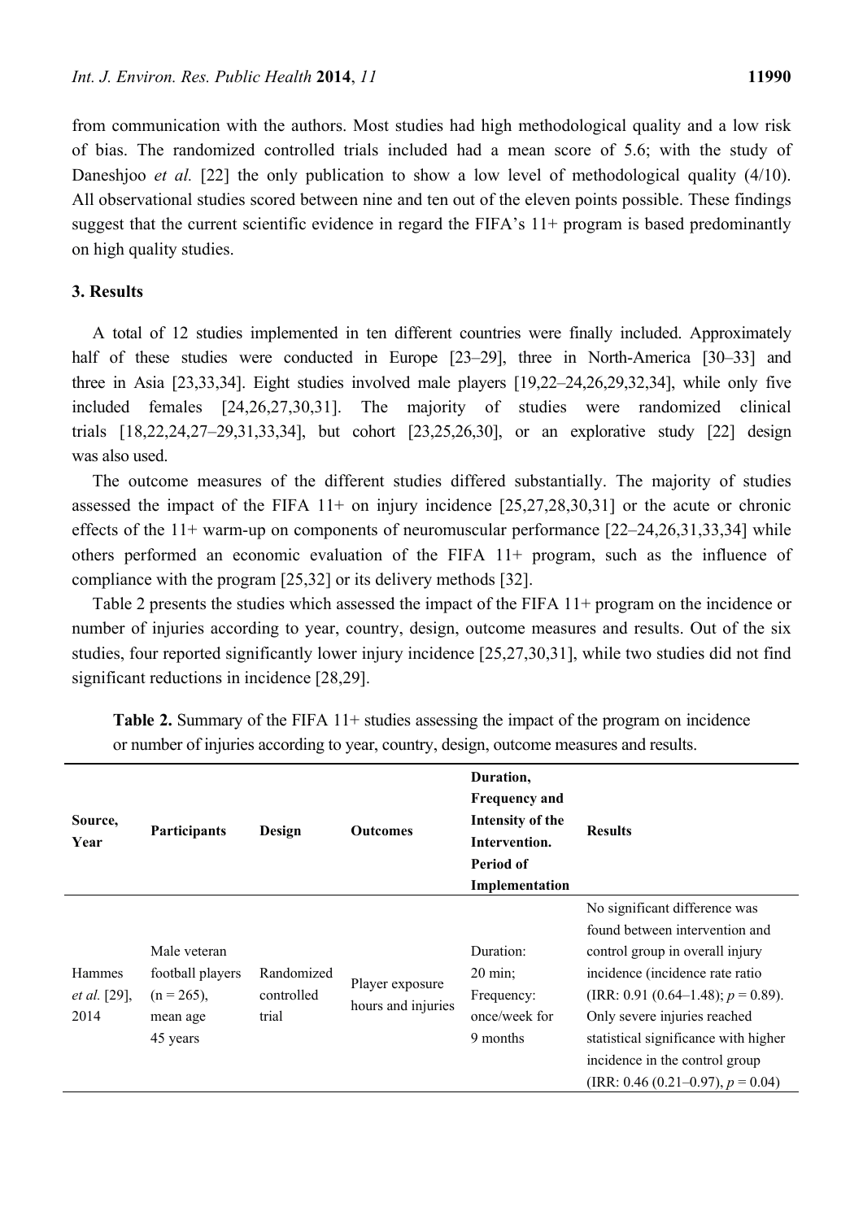from communication with the authors. Most studies had high methodological quality and a low risk of bias. The randomized controlled trials included had a mean score of 5.6; with the study of Daneshjoo *et al.* [22] the only publication to show a low level of methodological quality (4/10). All observational studies scored between nine and ten out of the eleven points possible. These findings suggest that the current scientific evidence in regard the FIFA's 11+ program is based predominantly on high quality studies.

## 3. Results

A total of 12 studies implemented in ten different countries were finally included. Approximately half of these studies were conducted in Europe [23–29], three in North-America [30–33] and three in Asia [23,33,34]. Eight studies involved male players [19,22–24,26,29,32,34], while only five included females [24,26,27,30,31]. The majority of studies were randomized clinical trials [18,22,24,27–29,31,33,34], but cohort [23,25,26,30], or an explorative study [22] design was also used.

The outcome measures of the different studies differed substantially. The majority of studies assessed the impact of the FIFA 11+ on injury incidence [25,27,28,30,31] or the acute or chronic effects of the 11+ warm-up on components of neuromuscular performance [22–24,26,31,33,34] while others performed an economic evaluation of the FIFA 11+ program, such as the influence of compliance with the program [25,32] or its delivery methods [32].

Table 2 presents the studies which assessed the impact of the FIFA 11+ program on the incidence or number of injuries according to year, country, design, outcome measures and results. Out of the six studies, four reported significantly lower injury incidence [25,27,30,31], while two studies did not find significant reductions in incidence [28,29].

**Table 2.** Summary of the FIFA 11+ studies assessing the impact of the program on incidence or number of injuries according to year, country, design, outcome measures and results.

| Source, Year | Participants | Design | Outcomes | Duration, Frequency and Intensity of the Intervention. Period of Implementation | Results |
|---|---|---|---|---|---|
| Hammes *et al.* [29], 2014 | Male veteran football players (n = 265), mean age 45 years | Randomized controlled trial | Player exposure hours and injuries | Duration: 20 min; Frequency: once/week for 9 months | No significant difference was found between intervention and control group in overall injury incidence (incidence rate ratio (IRR: 0.91 (0.64–1.48); $p = 0.89$). Only severe injuries reached statistical significance with higher incidence in the control group (IRR: 0.46 (0.21–0.97), $p = 0.04$) |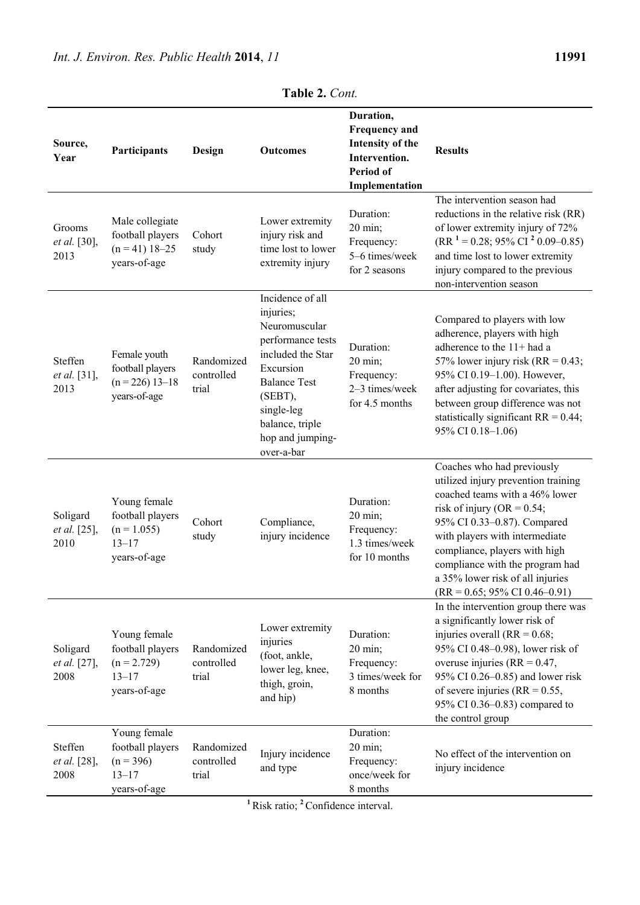**Table 2.** *Cont.*

| Source, Year | Participants | Design | Outcomes | Duration, Frequency and Intensity of the Intervention. Period of Implementation | Results |
|---|---|---|---|---|---|
| Grooms *et al.* [30], 2013 | Male collegiate football players (n = 41) 18–25 years-of-age | Cohort study | Lower extremity injury risk and time lost to lower extremity injury | Duration: 20 min; Frequency: 5–6 times/week for 2 seasons | The intervention season had reductions in the relative risk (RR) of lower extremity injury of 72% (RR [1] = 0.28; 95% CI [2] 0.09–0.85) and time lost to lower extremity injury compared to the previous non-intervention season |
| Steffen *et al.* [31], 2013 | Female youth football players (n = 226) 13–18 years-of-age | Randomized controlled trial | Incidence of all injuries; Neuromuscular performance tests included the Star Excursion Balance Test (SEBT), single-leg balance, triple hop and jumping-over-a-bar | Duration: 20 min; Frequency: 2–3 times/week for 4.5 months | Compared to players with low adherence, players with high adherence to the 11+ had a 57% lower injury risk (RR = 0.43; 95% CI 0.19–1.00). However, after adjusting for covariates, this between group difference was not statistically significant RR = 0.44; 95% CI 0.18–1.06) |
| Soligard *et al.* [25], 2010 | Young female football players (n = 1.055) 13–17 years-of-age | Cohort study | Compliance, injury incidence | Duration: 20 min; Frequency: 1.3 times/week for 10 months | Coaches who had previously utilized injury prevention training coached teams with a 46% lower risk of injury (OR = 0.54; 95% CI 0.33–0.87). Compared with players with intermediate compliance, players with high compliance with the program had a 35% lower risk of all injuries (RR = 0.65; 95% CI 0.46–0.91) |
| Soligard *et al.* [27], 2008 | Young female football players (n = 2.729) 13–17 years-of-age | Randomized controlled trial | Lower extremity injuries (foot, ankle, lower leg, knee, thigh, groin, and hip) | Duration: 20 min; Frequency: 3 times/week for 8 months | In the intervention group there was a significantly lower risk of injuries overall (RR = 0.68; 95% CI 0.48–0.98), lower risk of overuse injuries (RR = 0.47, 95% CI 0.26–0.85) and lower risk of severe injuries (RR = 0.55, 95% CI 0.36–0.83) compared to the control group |
| Steffen *et al.* [28], 2008 | Young female football players (n = 396) 13–17 years-of-age | Randomized controlled trial | Injury incidence and type | Duration: 20 min; Frequency: once/week for 8 months | No effect of the intervention on injury incidence |

[1] Risk ratio; [2] Confidence interval.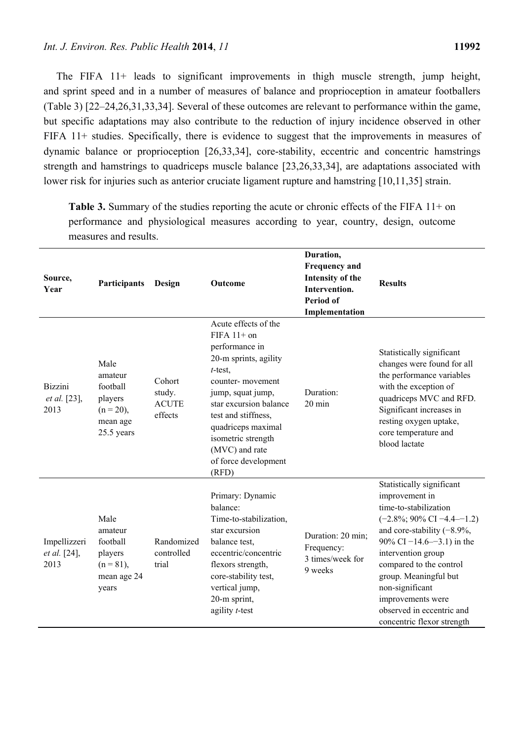The FIFA 11+ leads to significant improvements in thigh muscle strength, jump height, and sprint speed and in a number of measures of balance and proprioception in amateur footballers (Table 3) [22–24,26,31,33,34]. Several of these outcomes are relevant to performance within the game, but specific adaptations may also contribute to the reduction of injury incidence observed in other FIFA 11+ studies. Specifically, there is evidence to suggest that the improvements in measures of dynamic balance or proprioception [26,33,34], core-stability, eccentric and concentric hamstrings strength and hamstrings to quadriceps muscle balance [23,26,33,34], are adaptations associated with lower risk for injuries such as anterior cruciate ligament rupture and hamstring [10,11,35] strain.

**Table 3.** Summary of the studies reporting the acute or chronic effects of the FIFA 11+ on performance and physiological measures according to year, country, design, outcome measures and results.

| Source, Year | Participants | Design | Outcome | Duration, Frequency and Intensity of the Intervention. Period of Implementation | Results |
|---|---|---|---|---|---|
| Bizzini *et al.* [23], 2013 | Male amateur football players (n = 20), mean age 25.5 years | Cohort study. ACUTE effects | Acute effects of the FIFA 11+ on performance in 20-m sprints, agility *t*-test, counter- movement jump, squat jump, star excursion balance test and stiffness, quadriceps maximal isometric strength (MVC) and rate of force development (RFD) | Duration: 20 min | Statistically significant changes were found for all the performance variables with the exception of quadriceps MVC and RFD. Significant increases in resting oxygen uptake, core temperature and blood lactate |
| Impellizzeri *et al.* [24], 2013 | Male amateur football players (n = 81), mean age 24 years | Randomized controlled trial | Primary: Dynamic balance: Time-to-stabilization, star excursion balance test, eccentric/concentric flexors strength, core-stability test, vertical jump, 20-m sprint, agility *t*-test | Duration: 20 min; Frequency: 3 times/week for 9 weeks | Statistically significant improvement in time-to-stabilization (−2.8%; 90% CI −4.4–−1.2) and core-stability (−8.9%, 90% CI −14.6–−3.1) in the intervention group compared to the control group. Meaningful but non-significant improvements were observed in eccentric and concentric flexor strength |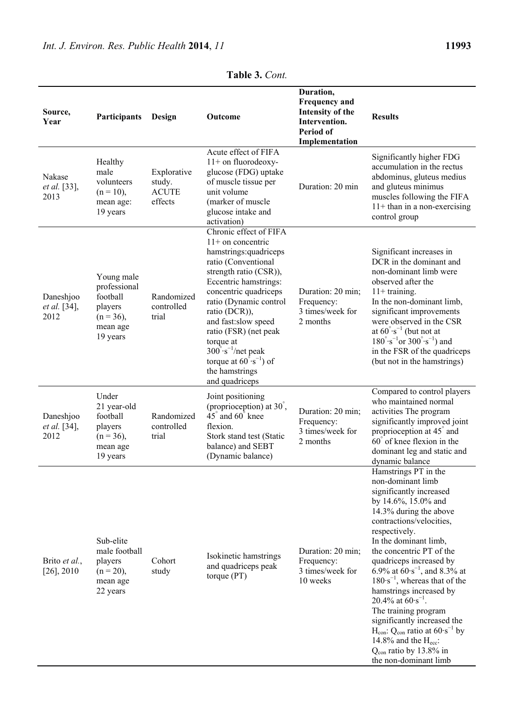**Table 3.** *Cont.*

| Source, Year | Participants | Design | Outcome | Duration, Frequency and Intensity of the Intervention. Period of Implementation | Results |
|---|---|---|---|---|---|
| Nakase *et al.* [33], 2013 | Healthy male volunteers (n = 10), mean age: 19 years | Explorative study. ACUTE effects | Acute effect of FIFA 11+ on fluorodeoxy-glucose (FDG) uptake of muscle tissue per unit volume (marker of muscle glucose intake and activation) | Duration: 20 min | Significantly higher FDG accumulation in the rectus abdominus, gluteus medius and gluteus minimus muscles following the FIFA 11+ than in a non-exercising control group |
| Daneshjoo *et al.* [34], 2012 | Young male professional football players (n = 36), mean age 19 years | Randomized controlled trial | Chronic effect of FIFA 11+ on concentric hamstrings:quadriceps ratio (Conventional strength ratio (CSR)), Eccentric hamstrings: concentric quadriceps ratio (Dynamic control ratio (DCR)), and fast:slow speed ratio (FSR) (net peak torque at $300^{\circ}\cdot s^{-1}$/net peak torque at $60^{\circ}\cdot s^{-1}$) of the hamstrings and quadriceps | Duration: 20 min; Frequency: 3 times/week for 2 months | Significant increases in DCR in the dominant and non-dominant limb were observed after the 11+ training. In the non-dominant limb, significant improvements were observed in the CSR at $60^{\circ}\cdot s^{-1}$ (but not at $180^{\circ}\cdot s^{-1}$or $300^{\circ}\cdot s^{-1}$) and in the FSR of the quadriceps (but not in the hamstrings) |
| Daneshjoo *et al.* [34], 2012 | Under 21 year-old football players (n = 36), mean age 19 years | Randomized controlled trial | Joint positioning (proprioception) at 30°, 45° and 60° knee flexion. Stork stand test (Static balance) and SEBT (Dynamic balance) | Duration: 20 min; Frequency: 3 times/week for 2 months | Compared to control players who maintained normal activities The program significantly improved joint proprioception at 45° and 60° of knee flexion in the dominant leg and static and dynamic balance |
| Brito *et al.*, [26], 2010 | Sub-elite male football players (n = 20), mean age 22 years | Cohort study | Isokinetic hamstrings and quadriceps peak torque (PT) | Duration: 20 min; Frequency: 3 times/week for 10 weeks | Hamstrings PT in the non-dominant limb significantly increased by 14.6%, 15.0% and 14.3% during the above contractions/velocities, respectively. In the dominant limb, the concentric PT of the quadriceps increased by 6.9% at $60\cdot s^{-1}$, and 8.3% at $180\cdot s^{-1}$, whereas that of the hamstrings increased by 20.4% at $60\cdot s^{-1}$. The training program significantly increased the $H_{con}$: $Q_{con}$ ratio at $60\cdot s^{-1}$ by 14.8% and the $H_{ecc}$: $Q_{con}$ ratio by 13.8% in the non-dominant limb |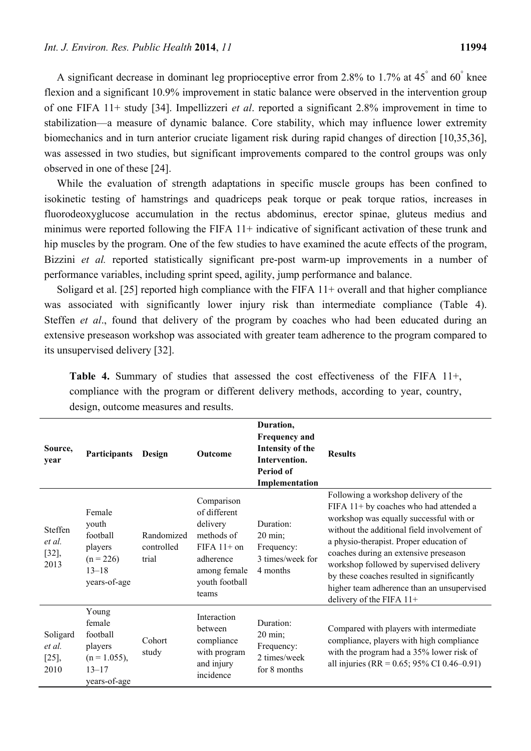A significant decrease in dominant leg proprioceptive error from 2.8% to 1.7% at 45° and 60° knee flexion and a significant 10.9% improvement in static balance were observed in the intervention group of one FIFA 11+ study [34]. Impellizzeri *et al*. reported a significant 2.8% improvement in time to stabilization—a measure of dynamic balance. Core stability, which may influence lower extremity biomechanics and in turn anterior cruciate ligament risk during rapid changes of direction [10,35,36], was assessed in two studies, but significant improvements compared to the control groups was only observed in one of these [24].

While the evaluation of strength adaptations in specific muscle groups has been confined to isokinetic testing of hamstrings and quadriceps peak torque or peak torque ratios, increases in fluorodeoxyglucose accumulation in the rectus abdominus, erector spinae, gluteus medius and minimus were reported following the FIFA 11+ indicative of significant activation of these trunk and hip muscles by the program. One of the few studies to have examined the acute effects of the program, Bizzini *et al.* reported statistically significant pre-post warm-up improvements in a number of performance variables, including sprint speed, agility, jump performance and balance.

Soligard et al. [25] reported high compliance with the FIFA 11+ overall and that higher compliance was associated with significantly lower injury risk than intermediate compliance (Table 4). Steffen *et al*., found that delivery of the program by coaches who had been educated during an extensive preseason workshop was associated with greater team adherence to the program compared to its unsupervised delivery [32].

**Table 4.** Summary of studies that assessed the cost effectiveness of the FIFA 11+, compliance with the program or different delivery methods, according to year, country, design, outcome measures and results.

| Source, year | Participants | Design | Outcome | Duration, Frequency and Intensity of the Intervention. Period of Implementation | Results |
|---|---|---|---|---|---|
| Steffen *et al.* [32], 2013 | Female youth football players (n = 226) 13–18 years-of-age | Randomized controlled trial | Comparison of different delivery methods of FIFA 11+ on adherence among female youth football teams | Duration: 20 min; Frequency: 3 times/week for 4 months | Following a workshop delivery of the FIFA 11+ by coaches who had attended a workshop was equally successful with or without the additional field involvement of a physio-therapist. Proper education of coaches during an extensive preseason workshop followed by supervised delivery by these coaches resulted in significantly higher team adherence than an unsupervised delivery of the FIFA 11+ |
| Soligard *et al.* [25], 2010 | Young female football players (n = 1.055), 13–17 years-of-age | Cohort study | Interaction between compliance with program and injury incidence | Duration: 20 min; Frequency: 2 times/week for 8 months | Compared with players with intermediate compliance, players with high compliance with the program had a 35% lower risk of all injuries (RR = 0.65; 95% CI 0.46–0.91) |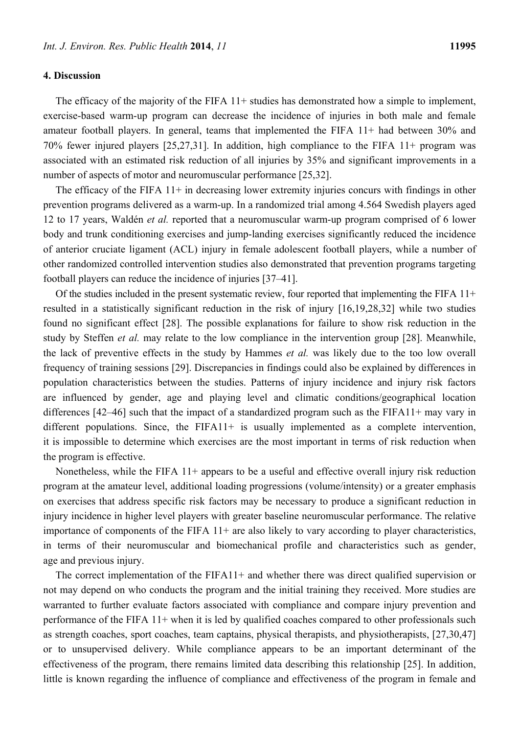## 4. Discussion

The efficacy of the majority of the FIFA 11+ studies has demonstrated how a simple to implement, exercise-based warm-up program can decrease the incidence of injuries in both male and female amateur football players. In general, teams that implemented the FIFA 11+ had between 30% and 70% fewer injured players [25,27,31]. In addition, high compliance to the FIFA 11+ program was associated with an estimated risk reduction of all injuries by 35% and significant improvements in a number of aspects of motor and neuromuscular performance [25,32].

The efficacy of the FIFA 11+ in decreasing lower extremity injuries concurs with findings in other prevention programs delivered as a warm-up. In a randomized trial among 4.564 Swedish players aged 12 to 17 years, Waldén *et al.* reported that a neuromuscular warm-up program comprised of 6 lower body and trunk conditioning exercises and jump-landing exercises significantly reduced the incidence of anterior cruciate ligament (ACL) injury in female adolescent football players, while a number of other randomized controlled intervention studies also demonstrated that prevention programs targeting football players can reduce the incidence of injuries [37–41].

Of the studies included in the present systematic review, four reported that implementing the FIFA 11+ resulted in a statistically significant reduction in the risk of injury [16,19,28,32] while two studies found no significant effect [28]. The possible explanations for failure to show risk reduction in the study by Steffen *et al.* may relate to the low compliance in the intervention group [28]. Meanwhile, the lack of preventive effects in the study by Hammes *et al.* was likely due to the too low overall frequency of training sessions [29]. Discrepancies in findings could also be explained by differences in population characteristics between the studies. Patterns of injury incidence and injury risk factors are influenced by gender, age and playing level and climatic conditions/geographical location differences [42–46] such that the impact of a standardized program such as the FIFA11+ may vary in different populations. Since, the FIFA11+ is usually implemented as a complete intervention, it is impossible to determine which exercises are the most important in terms of risk reduction when the program is effective.

Nonetheless, while the FIFA 11+ appears to be a useful and effective overall injury risk reduction program at the amateur level, additional loading progressions (volume/intensity) or a greater emphasis on exercises that address specific risk factors may be necessary to produce a significant reduction in injury incidence in higher level players with greater baseline neuromuscular performance. The relative importance of components of the FIFA 11+ are also likely to vary according to player characteristics, in terms of their neuromuscular and biomechanical profile and characteristics such as gender, age and previous injury.

The correct implementation of the FIFA11+ and whether there was direct qualified supervision or not may depend on who conducts the program and the initial training they received. More studies are warranted to further evaluate factors associated with compliance and compare injury prevention and performance of the FIFA 11+ when it is led by qualified coaches compared to other professionals such as strength coaches, sport coaches, team captains, physical therapists, and physiotherapists, [27,30,47] or to unsupervised delivery. While compliance appears to be an important determinant of the effectiveness of the program, there remains limited data describing this relationship [25]. In addition, little is known regarding the influence of compliance and effectiveness of the program in female and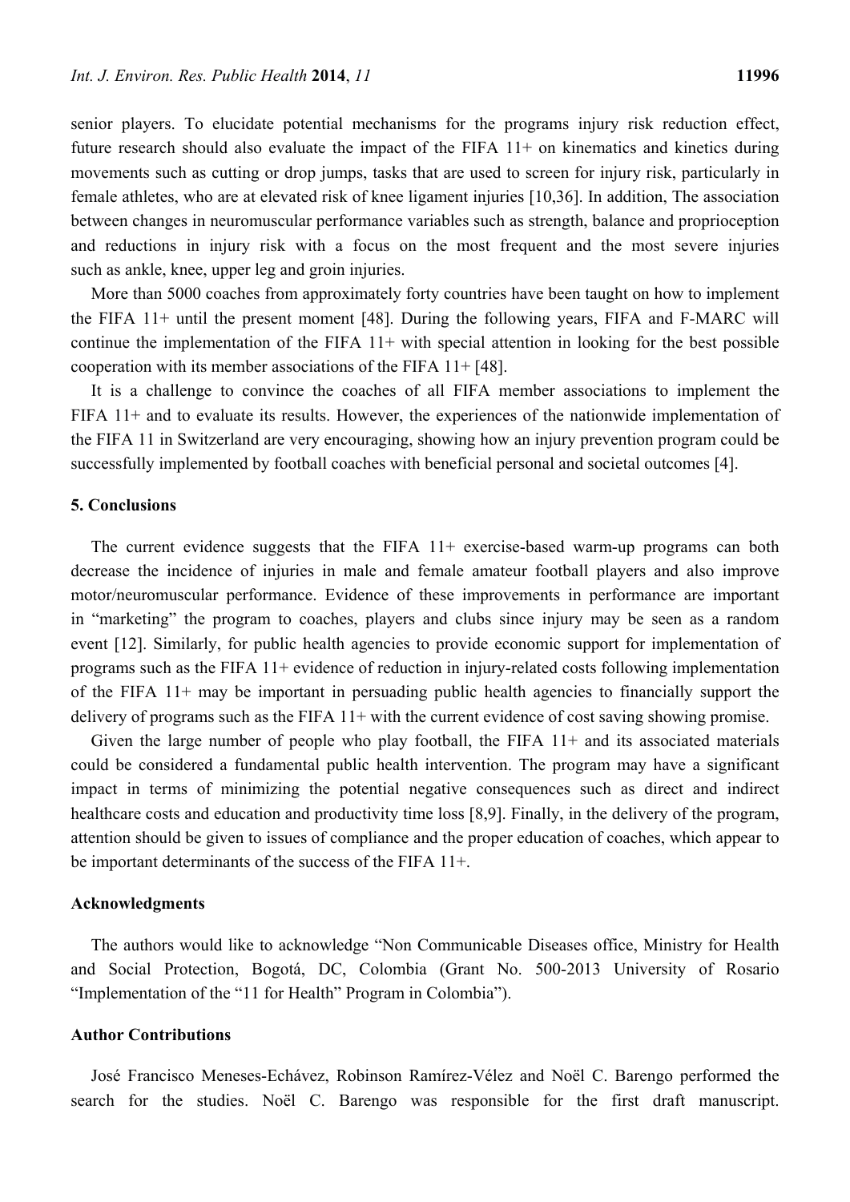senior players. To elucidate potential mechanisms for the programs injury risk reduction effect, future research should also evaluate the impact of the FIFA 11+ on kinematics and kinetics during movements such as cutting or drop jumps, tasks that are used to screen for injury risk, particularly in female athletes, who are at elevated risk of knee ligament injuries [10,36]. In addition, The association between changes in neuromuscular performance variables such as strength, balance and proprioception and reductions in injury risk with a focus on the most frequent and the most severe injuries such as ankle, knee, upper leg and groin injuries.

More than 5000 coaches from approximately forty countries have been taught on how to implement the FIFA 11+ until the present moment [48]. During the following years, FIFA and F-MARC will continue the implementation of the FIFA 11+ with special attention in looking for the best possible cooperation with its member associations of the FIFA 11+ [48].

It is a challenge to convince the coaches of all FIFA member associations to implement the FIFA 11+ and to evaluate its results. However, the experiences of the nationwide implementation of the FIFA 11 in Switzerland are very encouraging, showing how an injury prevention program could be successfully implemented by football coaches with beneficial personal and societal outcomes [4].

## 5. Conclusions

The current evidence suggests that the FIFA 11+ exercise-based warm-up programs can both decrease the incidence of injuries in male and female amateur football players and also improve motor/neuromuscular performance. Evidence of these improvements in performance are important in "marketing" the program to coaches, players and clubs since injury may be seen as a random event [12]. Similarly, for public health agencies to provide economic support for implementation of programs such as the FIFA 11+ evidence of reduction in injury-related costs following implementation of the FIFA 11+ may be important in persuading public health agencies to financially support the delivery of programs such as the FIFA 11+ with the current evidence of cost saving showing promise.

Given the large number of people who play football, the FIFA 11+ and its associated materials could be considered a fundamental public health intervention. The program may have a significant impact in terms of minimizing the potential negative consequences such as direct and indirect healthcare costs and education and productivity time loss [8,9]. Finally, in the delivery of the program, attention should be given to issues of compliance and the proper education of coaches, which appear to be important determinants of the success of the FIFA 11+.

## Acknowledgments

The authors would like to acknowledge "Non Communicable Diseases office, Ministry for Health and Social Protection, Bogotá, DC, Colombia (Grant No. 500-2013 University of Rosario "Implementation of the "11 for Health" Program in Colombia").

## Author Contributions

José Francisco Meneses-Echávez, Robinson Ramírez-Vélez and Noël C. Barengo performed the search for the studies. Noël C. Barengo was responsible for the first draft manuscript.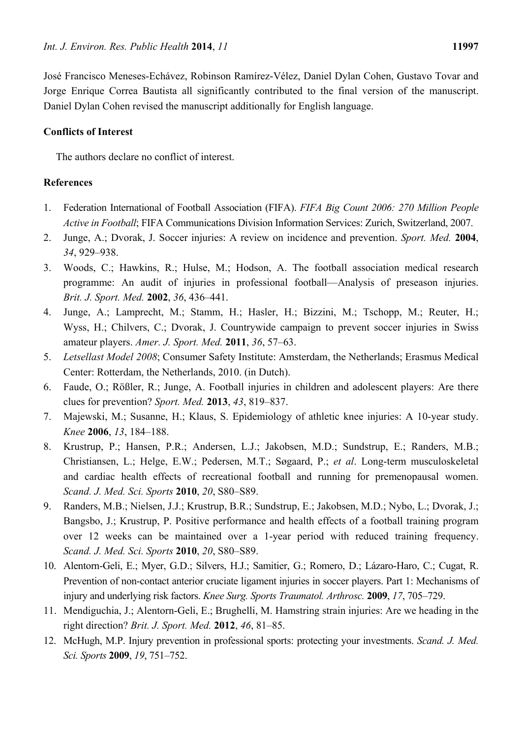José Francisco Meneses-Echávez, Robinson Ramírez-Vélez, Daniel Dylan Cohen, Gustavo Tovar and Jorge Enrique Correa Bautista all significantly contributed to the final version of the manuscript. Daniel Dylan Cohen revised the manuscript additionally for English language.

## Conflicts of Interest

The authors declare no conflict of interest.

## References

1. Federation International of Football Association (FIFA). *FIFA Big Count 2006: 270 Million People Active in Football*; FIFA Communications Division Information Services: Zurich, Switzerland, 2007.
2. Junge, A.; Dvorak, J. Soccer injuries: A review on incidence and prevention. *Sport. Med.* **2004**, *34*, 929–938.
3. Woods, C.; Hawkins, R.; Hulse, M.; Hodson, A. The football association medical research programme: An audit of injuries in professional football—Analysis of preseason injuries. *Brit. J. Sport. Med.* **2002**, *36*, 436–441.
4. Junge, A.; Lamprecht, M.; Stamm, H.; Hasler, H.; Bizzini, M.; Tschopp, M.; Reuter, H.; Wyss, H.; Chilvers, C.; Dvorak, J. Countrywide campaign to prevent soccer injuries in Swiss amateur players. *Amer. J. Sport. Med.* **2011**, *36*, 57–63.
5. *Letsellast Model 2008*; Consumer Safety Institute: Amsterdam, the Netherlands; Erasmus Medical Center: Rotterdam, the Netherlands, 2010. (in Dutch).
6. Faude, O.; Rößler, R.; Junge, A. Football injuries in children and adolescent players: Are there clues for prevention? *Sport. Med.* **2013**, *43*, 819–837.
7. Majewski, M.; Susanne, H.; Klaus, S. Epidemiology of athletic knee injuries: A 10-year study. *Knee* **2006**, *13*, 184–188.
8. Krustrup, P.; Hansen, P.R.; Andersen, L.J.; Jakobsen, M.D.; Sundstrup, E.; Randers, M.B.; Christiansen, L.; Helge, E.W.; Pedersen, M.T.; Søgaard, P.; *et al*. Long-term musculoskeletal and cardiac health effects of recreational football and running for premenopausal women. *Scand. J. Med. Sci. Sports* **2010**, *20*, S80–S89.
9. Randers, M.B.; Nielsen, J.J.; Krustrup, B.R.; Sundstrup, E.; Jakobsen, M.D.; Nybo, L.; Dvorak, J.; Bangsbo, J.; Krustrup, P. Positive performance and health effects of a football training program over 12 weeks can be maintained over a 1-year period with reduced training frequency. *Scand. J. Med. Sci. Sports* **2010**, *20*, S80–S89.
10. Alentorn-Geli, E.; Myer, G.D.; Silvers, H.J.; Samitier, G.; Romero, D.; Lázaro-Haro, C.; Cugat, R. Prevention of non-contact anterior cruciate ligament injuries in soccer players. Part 1: Mechanisms of injury and underlying risk factors. *Knee Surg. Sports Traumatol. Arthrosc.* **2009**, *17*, 705–729.
11. Mendiguchia, J.; Alentorn-Geli, E.; Brughelli, M. Hamstring strain injuries: Are we heading in the right direction? *Brit. J. Sport. Med.* **2012**, *46*, 81–85.
12. McHugh, M.P. Injury prevention in professional sports: protecting your investments. *Scand. J. Med. Sci. Sports* **2009**, *19*, 751–752.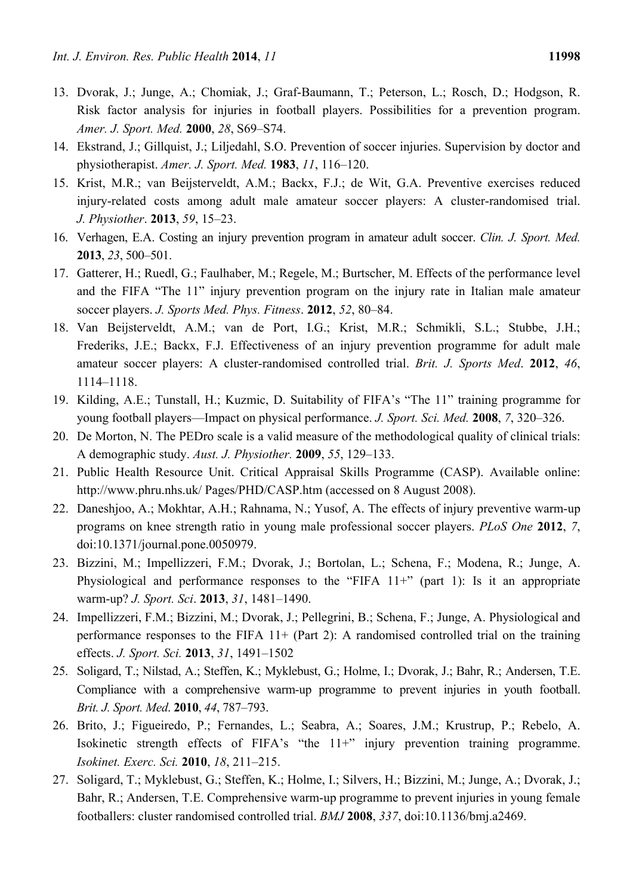13. Dvorak, J.; Junge, A.; Chomiak, J.; Graf-Baumann, T.; Peterson, L.; Rosch, D.; Hodgson, R. Risk factor analysis for injuries in football players. Possibilities for a prevention program. *Amer. J. Sport. Med.* **2000**, *28*, S69–S74.
14. Ekstrand, J.; Gillquist, J.; Liljedahl, S.O. Prevention of soccer injuries. Supervision by doctor and physiotherapist. *Amer. J. Sport. Med.* **1983**, *11*, 116–120.
15. Krist, M.R.; van Beijsterveldt, A.M.; Backx, F.J.; de Wit, G.A. Preventive exercises reduced injury-related costs among adult male amateur soccer players: A cluster-randomised trial. *J. Physiother*. **2013**, *59*, 15–23.
16. Verhagen, E.A. Costing an injury prevention program in amateur adult soccer. *Clin. J. Sport. Med.* **2013**, *23*, 500–501.
17. Gatterer, H.; Ruedl, G.; Faulhaber, M.; Regele, M.; Burtscher, M. Effects of the performance level and the FIFA "The 11" injury prevention program on the injury rate in Italian male amateur soccer players. *J. Sports Med. Phys. Fitness*. **2012**, *52*, 80–84.
18. Van Beijsterveldt, A.M.; van de Port, I.G.; Krist, M.R.; Schmikli, S.L.; Stubbe, J.H.; Frederiks, J.E.; Backx, F.J. Effectiveness of an injury prevention programme for adult male amateur soccer players: A cluster-randomised controlled trial. *Brit. J. Sports Med*. **2012**, *46*, 1114–1118.
19. Kilding, A.E.; Tunstall, H.; Kuzmic, D. Suitability of FIFA's "The 11" training programme for young football players—Impact on physical performance. *J. Sport. Sci. Med.* **2008**, *7*, 320–326.
20. De Morton, N. The PEDro scale is a valid measure of the methodological quality of clinical trials: A demographic study. *Aust. J. Physiother.* **2009**, *55*, 129–133.
21. Public Health Resource Unit. Critical Appraisal Skills Programme (CASP). Available online: http://www.phru.nhs.uk/ Pages/PHD/CASP.htm (accessed on 8 August 2008).
22. Daneshjoo, A.; Mokhtar, A.H.; Rahnama, N.; Yusof, A. The effects of injury preventive warm-up programs on knee strength ratio in young male professional soccer players. *PLoS One* **2012**, *7*, doi:10.1371/journal.pone.0050979.
23. Bizzini, M.; Impellizzeri, F.M.; Dvorak, J.; Bortolan, L.; Schena, F.; Modena, R.; Junge, A. Physiological and performance responses to the "FIFA 11+" (part 1): Is it an appropriate warm-up? *J. Sport. Sci*. **2013**, *31*, 1481–1490.
24. Impellizzeri, F.M.; Bizzini, M.; Dvorak, J.; Pellegrini, B.; Schena, F.; Junge, A. Physiological and performance responses to the FIFA 11+ (Part 2): A randomised controlled trial on the training effects. *J. Sport. Sci.* **2013**, *31*, 1491–1502
25. Soligard, T.; Nilstad, A.; Steffen, K.; Myklebust, G.; Holme, I.; Dvorak, J.; Bahr, R.; Andersen, T.E. Compliance with a comprehensive warm-up programme to prevent injuries in youth football. *Brit. J. Sport. Med*. **2010**, *44*, 787–793.
26. Brito, J.; Figueiredo, P.; Fernandes, L.; Seabra, A.; Soares, J.M.; Krustrup, P.; Rebelo, A. Isokinetic strength effects of FIFA's "the 11+" injury prevention training programme. *Isokinet. Exerc. Sci.* **2010**, *18*, 211–215.
27. Soligard, T.; Myklebust, G.; Steffen, K.; Holme, I.; Silvers, H.; Bizzini, M.; Junge, A.; Dvorak, J.; Bahr, R.; Andersen, T.E. Comprehensive warm-up programme to prevent injuries in young female footballers: cluster randomised controlled trial. *BMJ* **2008**, *337*, doi:10.1136/bmj.a2469.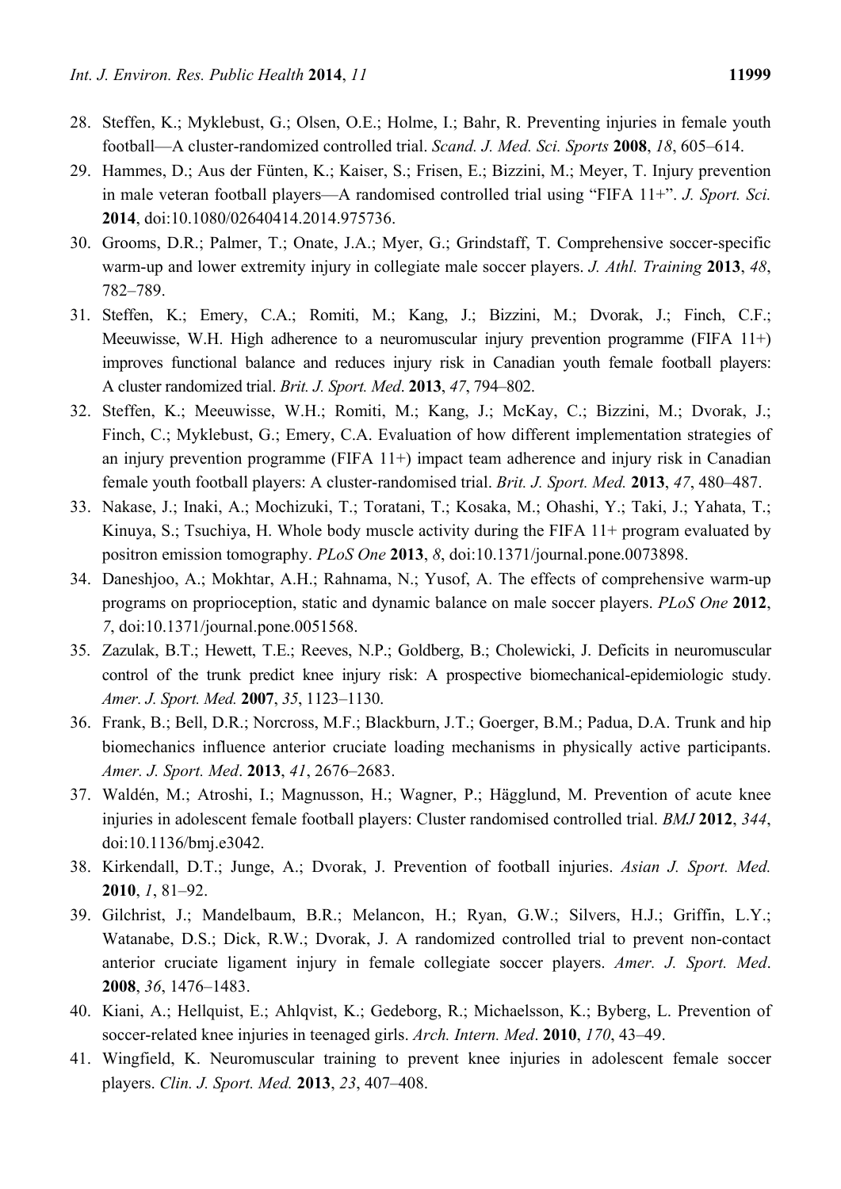28. Steffen, K.; Myklebust, G.; Olsen, O.E.; Holme, I.; Bahr, R. Preventing injuries in female youth football—A cluster-randomized controlled trial. *Scand. J. Med. Sci. Sports* **2008**, *18*, 605–614.
29. Hammes, D.; Aus der Fünten, K.; Kaiser, S.; Frisen, E.; Bizzini, M.; Meyer, T. Injury prevention in male veteran football players—A randomised controlled trial using "FIFA 11+". *J. Sport. Sci.* **2014**, doi:10.1080/02640414.2014.975736.
30. Grooms, D.R.; Palmer, T.; Onate, J.A.; Myer, G.; Grindstaff, T. Comprehensive soccer-specific warm-up and lower extremity injury in collegiate male soccer players. *J. Athl. Training* **2013**, *48*, 782–789.
31. Steffen, K.; Emery, C.A.; Romiti, M.; Kang, J.; Bizzini, M.; Dvorak, J.; Finch, C.F.; Meeuwisse, W.H. High adherence to a neuromuscular injury prevention programme (FIFA 11+) improves functional balance and reduces injury risk in Canadian youth female football players: A cluster randomized trial. *Brit. J. Sport. Med*. **2013**, *47*, 794–802.
32. Steffen, K.; Meeuwisse, W.H.; Romiti, M.; Kang, J.; McKay, C.; Bizzini, M.; Dvorak, J.; Finch, C.; Myklebust, G.; Emery, C.A. Evaluation of how different implementation strategies of an injury prevention programme (FIFA 11+) impact team adherence and injury risk in Canadian female youth football players: A cluster-randomised trial. *Brit. J. Sport. Med.* **2013**, *47*, 480–487.
33. Nakase, J.; Inaki, A.; Mochizuki, T.; Toratani, T.; Kosaka, M.; Ohashi, Y.; Taki, J.; Yahata, T.; Kinuya, S.; Tsuchiya, H. Whole body muscle activity during the FIFA 11+ program evaluated by positron emission tomography. *PLoS One* **2013**, *8*, doi:10.1371/journal.pone.0073898.
34. Daneshjoo, A.; Mokhtar, A.H.; Rahnama, N.; Yusof, A. The effects of comprehensive warm-up programs on proprioception, static and dynamic balance on male soccer players. *PLoS One* **2012**, *7*, doi:10.1371/journal.pone.0051568.
35. Zazulak, B.T.; Hewett, T.E.; Reeves, N.P.; Goldberg, B.; Cholewicki, J. Deficits in neuromuscular control of the trunk predict knee injury risk: A prospective biomechanical-epidemiologic study. *Amer. J. Sport. Med.* **2007**, *35*, 1123–1130.
36. Frank, B.; Bell, D.R.; Norcross, M.F.; Blackburn, J.T.; Goerger, B.M.; Padua, D.A. Trunk and hip biomechanics influence anterior cruciate loading mechanisms in physically active participants. *Amer. J. Sport. Med*. **2013**, *41*, 2676–2683.
37. Waldén, M.; Atroshi, I.; Magnusson, H.; Wagner, P.; Hägglund, M. Prevention of acute knee injuries in adolescent female football players: Cluster randomised controlled trial. *BMJ* **2012**, *344*, doi:10.1136/bmj.e3042.
38. Kirkendall, D.T.; Junge, A.; Dvorak, J. Prevention of football injuries. *Asian J. Sport. Med.* **2010**, *1*, 81–92.
39. Gilchrist, J.; Mandelbaum, B.R.; Melancon, H.; Ryan, G.W.; Silvers, H.J.; Griffin, L.Y.; Watanabe, D.S.; Dick, R.W.; Dvorak, J. A randomized controlled trial to prevent non-contact anterior cruciate ligament injury in female collegiate soccer players. *Amer. J. Sport. Med*. **2008**, *36*, 1476–1483.
40. Kiani, A.; Hellquist, E.; Ahlqvist, K.; Gedeborg, R.; Michaelsson, K.; Byberg, L. Prevention of soccer-related knee injuries in teenaged girls. *Arch. Intern. Med*. **2010**, *170*, 43–49.
41. Wingfield, K. Neuromuscular training to prevent knee injuries in adolescent female soccer players. *Clin. J. Sport. Med.* **2013**, *23*, 407–408.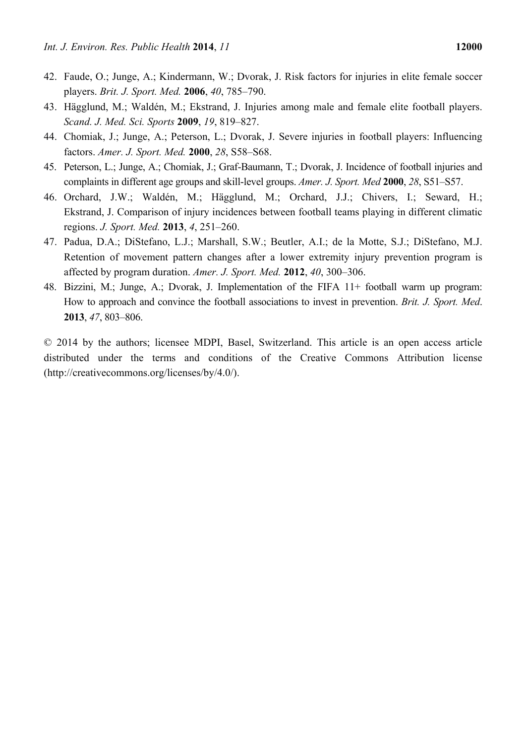42. Faude, O.; Junge, A.; Kindermann, W.; Dvorak, J. Risk factors for injuries in elite female soccer players. *Brit. J. Sport. Med.* **2006**, *40*, 785–790.
43. Hägglund, M.; Waldén, M.; Ekstrand, J. Injuries among male and female elite football players. *Scand. J. Med. Sci. Sports* **2009**, *19*, 819–827.
44. Chomiak, J.; Junge, A.; Peterson, L.; Dvorak, J. Severe injuries in football players: Influencing factors. *Amer. J. Sport. Med.* **2000**, *28*, S58–S68.
45. Peterson, L.; Junge, A.; Chomiak, J.; Graf-Baumann, T.; Dvorak, J. Incidence of football injuries and complaints in different age groups and skill-level groups. *Amer. J. Sport. Med* **2000**, *28*, S51–S57.
46. Orchard, J.W.; Waldén, M.; Hägglund, M.; Orchard, J.J.; Chivers, I.; Seward, H.; Ekstrand, J. Comparison of injury incidences between football teams playing in different climatic regions. *J. Sport. Med.* **2013**, *4*, 251–260.
47. Padua, D.A.; DiStefano, L.J.; Marshall, S.W.; Beutler, A.I.; de la Motte, S.J.; DiStefano, M.J. Retention of movement pattern changes after a lower extremity injury prevention program is affected by program duration. *Amer. J. Sport. Med.* **2012**, *40*, 300–306.
48. Bizzini, M.; Junge, A.; Dvorak, J. Implementation of the FIFA 11+ football warm up program: How to approach and convince the football associations to invest in prevention. *Brit. J. Sport. Med*. **2013**, *47*, 803–806.

© 2014 by the authors; licensee MDPI, Basel, Switzerland. This article is an open access article distributed under the terms and conditions of the Creative Commons Attribution license (http://creativecommons.org/licenses/by/4.0/).